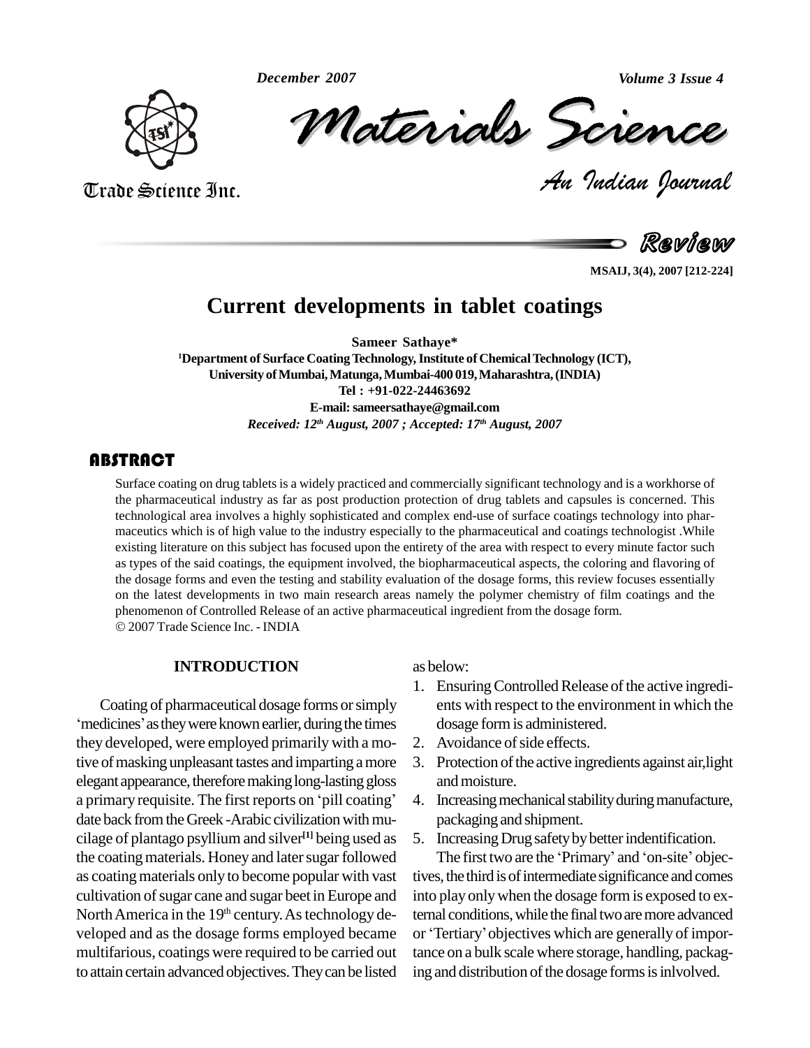# Current developments in tablet coatings

**Sameer Sathaye***

[1]Department of Surface Coating Technology, Institute of Chemical Technology (ICT), University of Mumbai, Matunga, Mumbai-400 019, Maharashtra, (INDIA)

Tel : +91-022-24463692

E-mail: sameersathaye@gmail.com

*Received: 12th August, 2007 ; Accepted: 17th August, 2007*

## ABSTRACT

Surface coating on drug tablets is a widely practiced and commercially significant technology and is a workhorse of the pharmaceutical industry as far as post production protection of drug tablets and capsules is concerned. This technological area involves a highly sophisticated and complex end-use of surface coatings technology into pharmaceutics which is of high value to the industry especially to the pharmaceutical and coatings technologist .While existing literature on this subject has focused upon the entirety of the area with respect to every minute factor such as types of the said coatings, the equipment involved, the biopharmaceutical aspects, the coloring and flavoring of the dosage forms and even the testing and stability evaluation of the dosage forms, this review focuses essentially on the latest developments in two main research areas namely the polymer chemistry of film coatings and the phenomenon of Controlled Release of an active pharmaceutical ingredient from the dosage form.

© 2007 Trade Science Inc. - INDIA

## INTRODUCTION

Coating of pharmaceutical dosage forms or simply 'medicines' as they were known earlier, during the times they developed, were employed primarily with a motive of masking unpleasant tastes and imparting a more elegant appearance, therefore making long-lasting gloss a primary requisite. The first reports on 'pill coating' date back from the Greek -Arabic civilization with mucilage of plantago psyllium and silver[1] being used as the coating materials. Honey and later sugar followed as coating materials only to become popular with vast cultivation of sugar cane and sugar beet in Europe and North America in the 19th century. As technology developed and as the dosage forms employed became multifarious, coatings were required to be carried out to attain certain advanced objectives. They can be listed as below:

1. Ensuring Controlled Release of the active ingredients with respect to the environment in which the dosage form is administered.
2. Avoidance of side effects.
3. Protection of the active ingredients against air,light and moisture.
4. Increasing mechanical stability during manufacture, packaging and shipment.
5. Increasing Drug safety by better indentification.

The first two are the 'Primary' and 'on-site' objectives, the third is of intermediate significance and comes into play only when the dosage form is exposed to external conditions, while the final two are more advanced or 'Tertiary' objectives which are generally of importance on a bulk scale where storage, handling, packaging and distribution of the dosage forms is inlvolved.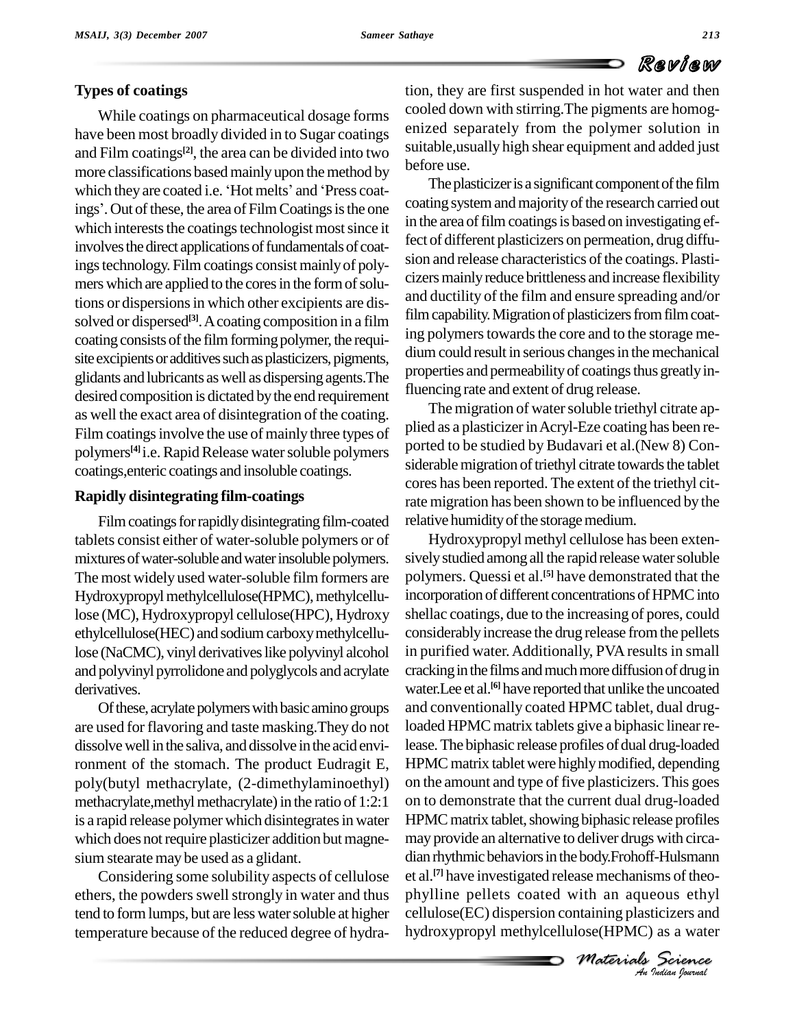## Types of coatings

While coatings on pharmaceutical dosage forms have been most broadly divided in to Sugar coatings and Film coatings[2], the area can be divided into two more classifications based mainly upon the method by which they are coated i.e. 'Hot melts' and 'Press coatings'. Out of these, the area of Film Coatings is the one which interests the coatings technologist most since it involves the direct applications of fundamentals of coatings technology. Film coatings consist mainly of polymers which are applied to the cores in the form of solutions or dispersions in which other excipients are dissolved or dispersed[3]. A coating composition in a film coating consists of the film forming polymer, the requisite excipients or additives such as plasticizers, pigments, glidants and lubricants as well as dispersing agents.The desired composition is dictated by the end requirement as well the exact area of disintegration of the coating. Film coatings involve the use of mainly three types of polymers[4] i.e. Rapid Release water soluble polymers coatings,enteric coatings and insoluble coatings.

## Rapidly disintegrating film-coatings

Film coatings for rapidly disintegrating film-coated tablets consist either of water-soluble polymers or of mixtures of water-soluble and water insoluble polymers. The most widely used water-soluble film formers are Hydroxypropyl methylcellulose(HPMC), methylcellulose (MC), Hydroxypropyl cellulose(HPC), Hydroxy ethylcellulose(HEC) and sodium carboxy methylcellulose (NaCMC), vinyl derivatives like polyvinyl alcohol and polyvinyl pyrrolidone and polyglycols and acrylate derivatives.

Of these, acrylate polymers with basic amino groups are used for flavoring and taste masking.They do not dissolve well in the saliva, and dissolve in the acid environment of the stomach. The product Eudragit E, poly(butyl methacrylate, (2-dimethylaminoethyl) methacrylate,methyl methacrylate) in the ratio of 1:2:1 is a rapid release polymer which disintegrates in water which does not require plasticizer addition but magnesium stearate may be used as a glidant.

Considering some solubility aspects of cellulose ethers, the powders swell strongly in water and thus tend to form lumps, but are less water soluble at higher temperature because of the reduced degree of hydration, they are first suspended in hot water and then cooled down with stirring.The pigments are homogenized separately from the polymer solution in suitable,usually high shear equipment and added just before use.

The plasticizer is a significant component of the film coating system and majority of the research carried out in the area of film coatings is based on investigating effect of different plasticizers on permeation, drug diffusion and release characteristics of the coatings. Plasticizers mainly reduce brittleness and increase flexibility and ductility of the film and ensure spreading and/or film capability. Migration of plasticizers from film coating polymers towards the core and to the storage medium could result in serious changes in the mechanical properties and permeability of coatings thus greatly influencing rate and extent of drug release.

The migration of water soluble triethyl citrate applied as a plasticizer in Acryl-Eze coating has been reported to be studied by Budavari et al.(New 8) Considerable migration of triethyl citrate towards the tablet cores has been reported. The extent of the triethyl citrate migration has been shown to be influenced by the relative humidity of the storage medium.

Hydroxypropyl methyl cellulose has been extensively studied among all the rapid release water soluble polymers. Quessi et al.[5] have demonstrated that the incorporation of different concentrations of HPMC into shellac coatings, due to the increasing of pores, could considerably increase the drug release from the pellets in purified water. Additionally, PVA results in small cracking in the films and much more diffusion of drug in water.Lee et al.[6] have reported that unlike the uncoated and conventionally coated HPMC tablet, dual drug-loaded HPMC matrix tablets give a biphasic linear release. The biphasic release profiles of dual drug-loaded HPMC matrix tablet were highly modified, depending on the amount and type of five plasticizers. This goes on to demonstrate that the current dual drug-loaded HPMC matrix tablet, showing biphasic release profiles may provide an alternative to deliver drugs with circadian rhythmic behaviors in the body.Frohoff-Hulsmann et al.[7] have investigated release mechanisms of theophylline pellets coated with an aqueous ethyl cellulose(EC) dispersion containing plasticizers and hydroxypropyl methylcellulose(HPMC) as a water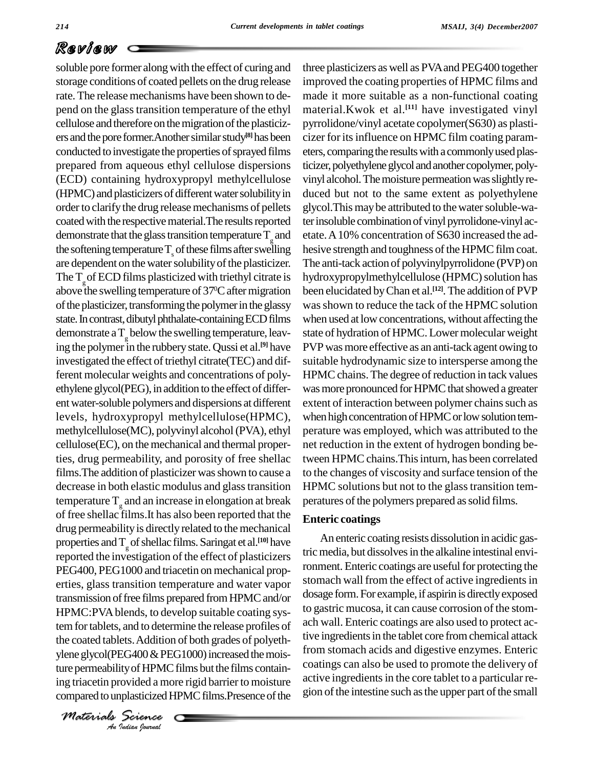soluble pore former along with the effect of curing and storage conditions of coated pellets on the drug release rate. The release mechanisms have been shown to depend on the glass transition temperature of the ethyl cellulose and therefore on the migration of the plasticizers and the pore former.Another similar study[8] has been conducted to investigate the properties of sprayed films prepared from aqueous ethyl cellulose dispersions (ECD) containing hydroxypropyl methylcellulose (HPMC) and plasticizers of different water solubility in order to clarify the drug release mechanisms of pellets coated with the respective material.The results reported demonstrate that the glass transition temperature $T_g$ and the softening temperature $T_s$ of these films after swelling are dependent on the water solubility of the plasticizer. The $T_g$ of ECD films plasticized with triethyl citrate is above the swelling temperature of 37$^0$C after migration of the plasticizer, transforming the polymer in the glassy state. In contrast, dibutyl phthalate-containing ECD films demonstrate a $T_g$ below the swelling temperature, leaving the polymer in the rubbery state. Qussi et al.[9] have investigated the effect of triethyl citrate(TEC) and different molecular weights and concentrations of polyethylene glycol(PEG), in addition to the effect of different water-soluble polymers and dispersions at different levels, hydroxypropyl methylcellulose(HPMC), methylcellulose(MC), polyvinyl alcohol (PVA), ethyl cellulose(EC), on the mechanical and thermal properties, drug permeability, and porosity of free shellac films.The addition of plasticizer was shown to cause a decrease in both elastic modulus and glass transition temperature $T_g$ and an increase in elongation at break of free shellac films.It has also been reported that the drug permeability is directly related to the mechanical properties and $T_g$ of shellac films. Saringat et al.[10] have reported the investigation of the effect of plasticizers PEG400, PEG1000 and triacetin on mechanical properties, glass transition temperature and water vapor transmission of free films prepared from HPMC and/or HPMC:PVA blends, to develop suitable coating system for tablets, and to determine the release profiles of the coated tablets. Addition of both grades of polyethylene glycol(PEG400 & PEG1000) increased the moisture permeability of HPMC films but the films containing triacetin provided a more rigid barrier to moisture compared to unplasticized HPMC films.Presence of the three plasticizers as well as PVA and PEG400 together improved the coating properties of HPMC films and made it more suitable as a non-functional coating material.Kwok et al.[11] have investigated vinyl pyrrolidone/vinyl acetate copolymer(S630) as plasticizer for its influence on HPMC film coating parameters, comparing the results with a commonly used plasticizer, polyethylene glycol and another copolymer, polyvinyl alcohol. The moisture permeation was slightly reduced but not to the same extent as polyethylene glycol.This may be attributed to the water soluble-water insoluble combination of vinyl pyrrolidone-vinyl acetate. A 10% concentration of S630 increased the adhesive strength and toughness of the HPMC film coat. The anti-tack action of polyvinylpyrrolidone (PVP) on hydroxypropylmethylcellulose (HPMC) solution has been elucidated by Chan et al.[12]. The addition of PVP was shown to reduce the tack of the HPMC solution when used at low concentrations, without affecting the state of hydration of HPMC. Lower molecular weight PVP was more effective as an anti-tack agent owing to suitable hydrodynamic size to intersperse among the HPMC chains. The degree of reduction in tack values was more pronounced for HPMC that showed a greater extent of interaction between polymer chains such as when high concentration of HPMC or low solution temperature was employed, which was attributed to the net reduction in the extent of hydrogen bonding between HPMC chains.This inturn, has been correlated to the changes of viscosity and surface tension of the HPMC solutions but not to the glass transition temperatures of the polymers prepared as solid films.

## Enteric coatings

An enteric coating resists dissolution in acidic gastric media, but dissolves in the alkaline intestinal environment. Enteric coatings are useful for protecting the stomach wall from the effect of active ingredients in dosage form. For example, if aspirin is directly exposed to gastric mucosa, it can cause corrosion of the stomach wall. Enteric coatings are also used to protect active ingredients in the tablet core from chemical attack from stomach acids and digestive enzymes. Enteric coatings can also be used to promote the delivery of active ingredients in the core tablet to a particular region of the intestine such as the upper part of the small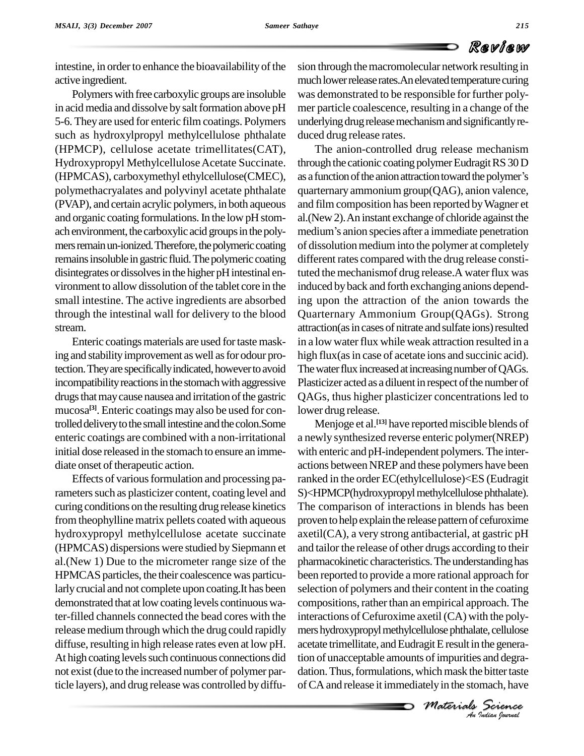intestine, in order to enhance the bioavailability of the active ingredient.

Polymers with free carboxylic groups are insoluble in acid media and dissolve by salt formation above pH 5-6. They are used for enteric film coatings. Polymers such as hydroxylpropyl methylcellulose phthalate (HPMCP), cellulose acetate trimellitates(CAT), Hydroxypropyl Methylcellulose Acetate Succinate. (HPMCAS), carboxymethyl ethylcellulose(CMEC), polymethacryalates and polyvinyl acetate phthalate (PVAP), and certain acrylic polymers, in both aqueous and organic coating formulations. In the low pH stomach environment, the carboxylic acid groups in the polymers remain un-ionized. Therefore, the polymeric coating remains insoluble in gastric fluid. The polymeric coating disintegrates or dissolves in the higher pH intestinal environment to allow dissolution of the tablet core in the small intestine. The active ingredients are absorbed through the intestinal wall for delivery to the blood stream.

Enteric coatings materials are used for taste masking and stability improvement as well as for odour protection. They are specifically indicated, however to avoid incompatibility reactions in the stomach with aggressive drugs that may cause nausea and irritation of the gastric mucosa[3]. Enteric coatings may also be used for controlled delivery to the small intestine and the colon.Some enteric coatings are combined with a non-irritational initial dose released in the stomach to ensure an immediate onset of therapeutic action.

Effects of various formulation and processing parameters such as plasticizer content, coating level and curing conditions on the resulting drug release kinetics from theophylline matrix pellets coated with aqueous hydroxypropyl methylcellulose acetate succinate (HPMCAS) dispersions were studied by Siepmann et al.(New 1) Due to the micrometer range size of the HPMCAS particles, the their coalescence was particularly crucial and not complete upon coating.It has been demonstrated that at low coating levels continuous water-filled channels connected the bead cores with the release medium through which the drug could rapidly diffuse, resulting in high release rates even at low pH. At high coating levels such continuous connections did not exist (due to the increased number of polymer particle layers), and drug release was controlled by diffusion through the macromolecular network resulting in much lower release rates.An elevated temperature curing was demonstrated to be responsible for further polymer particle coalescence, resulting in a change of the underlying drug release mechanism and significantly reduced drug release rates.

The anion-controlled drug release mechanism through the cationic coating polymer Eudragit RS 30 D as a function of the anion attraction toward the polymer's quarternary ammonium group(QAG), anion valence, and film composition has been reported by Wagner et al.(New 2). An instant exchange of chloride against the medium's anion species after a immediate penetration of dissolution medium into the polymer at completely different rates compared with the drug release constituted the mechanismof drug release.A water flux was induced by back and forth exchanging anions depending upon the attraction of the anion towards the Quarternary Ammonium Group(QAGs). Strong attraction(as in cases of nitrate and sulfate ions) resulted in a low water flux while weak attraction resulted in a high flux(as in case of acetate ions and succinic acid). The water flux increased at increasing number of QAGs. Plasticizer acted as a diluent in respect of the number of QAGs, thus higher plasticizer concentrations led to lower drug release.

Menjoge et al.[13] have reported miscible blends of a newly synthesized reverse enteric polymer(NREP) with enteric and pH-independent polymers. The interactions between NREP and these polymers have been ranked in the order EC(ethylcellulose)<ES (Eudragit S)<HPMCP(hydroxypropyl methylcellulose phthalate). The comparison of interactions in blends has been proven to help explain the release pattern of cefuroxime axetil(CA), a very strong antibacterial, at gastric pH and tailor the release of other drugs according to their pharmacokinetic characteristics. The understanding has been reported to provide a more rational approach for selection of polymers and their content in the coating compositions, rather than an empirical approach. The interactions of Cefuroxime axetil (CA) with the polymers hydroxypropyl methylcellulose phthalate, cellulose acetate trimellitate, and Eudragit E result in the generation of unacceptable amounts of impurities and degradation. Thus, formulations, which mask the bitter taste of CA and release it immediately in the stomach, have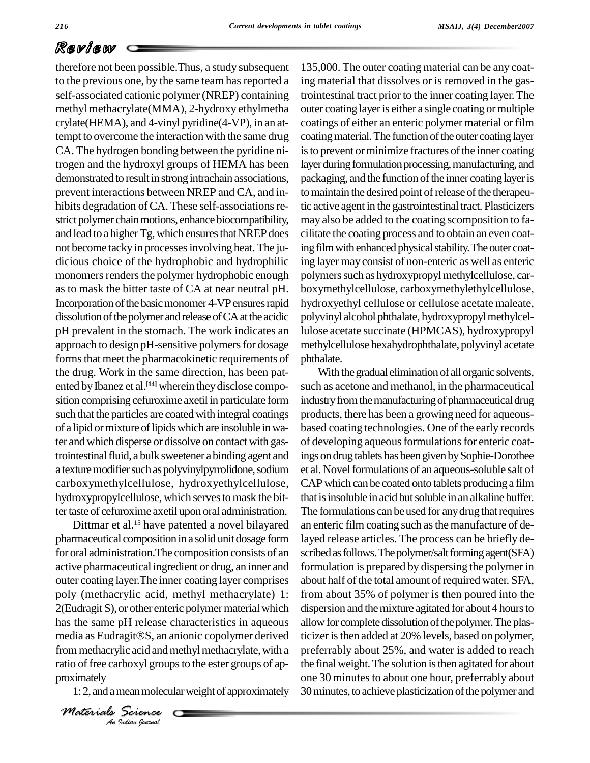therefore not been possible.Thus, a study subsequent to the previous one, by the same team has reported a self-associated cationic polymer (NREP) containing methyl methacrylate(MMA), 2-hydroxy ethylmetha crylate(HEMA), and 4-vinyl pyridine(4-VP), in an attempt to overcome the interaction with the same drug CA. The hydrogen bonding between the pyridine nitrogen and the hydroxyl groups of HEMA has been demonstrated to result in strong intrachain associations, prevent interactions between NREP and CA, and inhibits degradation of CA. These self-associations restrict polymer chain motions, enhance biocompatibility, and lead to a higher Tg, which ensures that NREP does not become tacky in processes involving heat. The judicious choice of the hydrophobic and hydrophilic monomers renders the polymer hydrophobic enough as to mask the bitter taste of CA at near neutral pH. Incorporation of the basic monomer 4-VP ensures rapid dissolution of the polymer and release of CA at the acidic pH prevalent in the stomach. The work indicates an approach to design pH-sensitive polymers for dosage forms that meet the pharmacokinetic requirements of the drug. Work in the same direction, has been patented by Ibanez et al.[14] wherein they disclose composition comprising cefuroxime axetil in particulate form such that the particles are coated with integral coatings of a lipid or mixture of lipids which are insoluble in water and which disperse or dissolve on contact with gastrointestinal fluid, a bulk sweetener a binding agent and a texture modifier such as polyvinylpyrrolidone, sodium carboxymethylcellulose, hydroxyethylcellulose, hydroxypropylcellulose, which serves to mask the bitter taste of cefuroxime axetil upon oral administration.

Dittmar et al.[15] have patented a novel bilayared pharmaceutical composition in a solid unit dosage form for oral administration.The composition consists of an active pharmaceutical ingredient or drug, an inner and outer coating layer.The inner coating layer comprises poly (methacrylic acid, methyl methacrylate) 1: 2(Eudragit S), or other enteric polymer material which has the same pH release characteristics in aqueous media as Eudragit®S, an anionic copolymer derived from methacrylic acid and methyl methacrylate, with a ratio of free carboxyl groups to the ester groups of approximately

1: 2, and a mean molecular weight of approximately 135,000. The outer coating material can be any coating material that dissolves or is removed in the gastrointestinal tract prior to the inner coating layer. The outer coating layer is either a single coating or multiple coatings of either an enteric polymer material or film coating material. The function of the outer coating layer is to prevent or minimize fractures of the inner coating layer during formulation processing, manufacturing, and packaging, and the function of the inner coating layer is to maintain the desired point of release of the therapeutic active agent in the gastrointestinal tract. Plasticizers may also be added to the coating scomposition to facilitate the coating process and to obtain an even coating film with enhanced physical stability.The outer coating layer may consist of non-enteric as well as enteric polymers such as hydroxypropyl methylcellulose, carboxymethylcellulose, carboxymethylethylcellulose, hydroxyethyl cellulose or cellulose acetate maleate, polyvinyl alcohol phthalate, hydroxypropyl methylcellulose acetate succinate (HPMCAS), hydroxypropyl methylcellulose hexahydrophthalate, polyvinyl acetate phthalate.

With the gradual elimination of all organic solvents, such as acetone and methanol, in the pharmaceutical industry from the manufacturing of pharmaceutical drug products, there has been a growing need for aqueous-based coating technologies. One of the early records of developing aqueous formulations for enteric coatings on drug tablets has been given by Sophie-Dorothee et al. Novel formulations of an aqueous-soluble salt of CAP which can be coated onto tablets producing a film that is insoluble in acid but soluble in an alkaline buffer. The formulations can be used for any drug that requires an enteric film coating such as the manufacture of delayed release articles. The process can be briefly described as follows.The polymer/salt forming agent(SFA) formulation is prepared by dispersing the polymer in about half of the total amount of required water. SFA, from about 35% of polymer is then poured into the dispersion and the mixture agitated for about 4 hours to allow for complete dissolution of the polymer. The plasticizer is then added at 20% levels, based on polymer, preferrably about 25%, and water is added to reach the final weight. The solution is then agitated for about one 30 minutes to about one hour, preferrably about 30 minutes, to achieve plasticization of the polymer and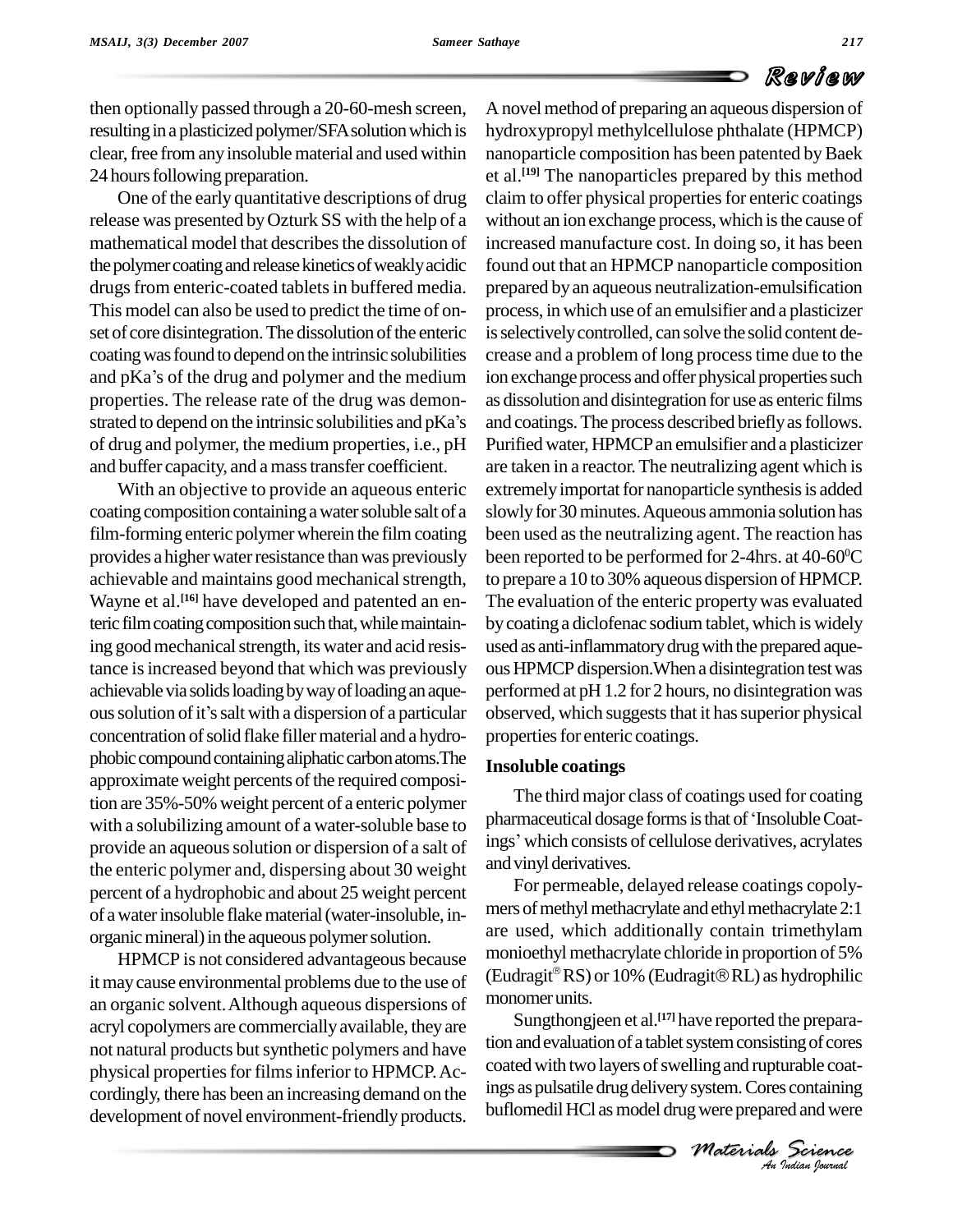then optionally passed through a 20-60-mesh screen, resulting in a plasticized polymer/SFA solution which is clear, free from any insoluble material and used within 24 hours following preparation.

One of the early quantitative descriptions of drug release was presented by Ozturk SS with the help of a mathematical model that describes the dissolution of the polymer coating and release kinetics of weakly acidic drugs from enteric-coated tablets in buffered media. This model can also be used to predict the time of onset of core disintegration. The dissolution of the enteric coating was found to depend on the intrinsic solubilities and pKa's of the drug and polymer and the medium properties. The release rate of the drug was demonstrated to depend on the intrinsic solubilities and pKa's of drug and polymer, the medium properties, i.e., pH and buffer capacity, and a mass transfer coefficient.

With an objective to provide an aqueous enteric coating composition containing a water soluble salt of a film-forming enteric polymer wherein the film coating provides a higher water resistance than was previously achievable and maintains good mechanical strength, Wayne et al.[16] have developed and patented an enteric film coating composition such that, while maintaining good mechanical strength, its water and acid resistance is increased beyond that which was previously achievable via solids loading by way of loading an aqueous solution of it's salt with a dispersion of a particular concentration of solid flake filler material and a hydrophobic compound containing aliphatic carbon atoms. The approximate weight percents of the required composition are 35%-50% weight percent of a enteric polymer with a solubilizing amount of a water-soluble base to provide an aqueous solution or dispersion of a salt of the enteric polymer and, dispersing about 30 weight percent of a hydrophobic and about 25 weight percent of a water insoluble flake material (water-insoluble, inorganic mineral) in the aqueous polymer solution.

HPMCP is not considered advantageous because it may cause environmental problems due to the use of an organic solvent. Although aqueous dispersions of acryl copolymers are commercially available, they are not natural products but synthetic polymers and have physical properties for films inferior to HPMCP. Accordingly, there has been an increasing demand on the development of novel environment-friendly products.

A novel method of preparing an aqueous dispersion of hydroxypropyl methylcellulose phthalate (HPMCP) nanoparticle composition has been patented by Baek et al.[19] The nanoparticles prepared by this method claim to offer physical properties for enteric coatings without an ion exchange process, which is the cause of increased manufacture cost. In doing so, it has been found out that an HPMCP nanoparticle composition prepared by an aqueous neutralization-emulsification process, in which use of an emulsifier and a plasticizer is selectively controlled, can solve the solid content decrease and a problem of long process time due to the ion exchange process and offer physical properties such as dissolution and disintegration for use as enteric films and coatings. The process described briefly as follows. Purified water, HPMCP an emulsifier and a plasticizer are taken in a reactor. The neutralizing agent which is extremely importat for nanoparticle synthesis is added slowly for 30 minutes. Aqueous ammonia solution has been used as the neutralizing agent. The reaction has been reported to be performed for 2-4hrs. at 40-60$^0$C to prepare a 10 to 30% aqueous dispersion of HPMCP. The evaluation of the enteric property was evaluated by coating a diclofenac sodium tablet, which is widely used as anti-inflammatory drug with the prepared aqueous HPMCP dispersion. When a disintegration test was performed at pH 1.2 for 2 hours, no disintegration was observed, which suggests that it has superior physical properties for enteric coatings.

**Insoluble coatings**

The third major class of coatings used for coating pharmaceutical dosage forms is that of 'Insoluble Coatings' which consists of cellulose derivatives, acrylates and vinyl derivatives.

For permeable, delayed release coatings copolymers of methyl methacrylate and ethyl methacrylate 2:1 are used, which additionally contain trimethylam monioethyl methacrylate chloride in proportion of 5% (Eudragit® RS) or 10% (Eudragit® RL) as hydrophilic monomer units.

Sungthongjeen et al.[17] have reported the preparation and evaluation of a tablet system consisting of cores coated with two layers of swelling and rupturable coatings as pulsatile drug delivery system. Cores containing buflomedil HCl as model drug were prepared and were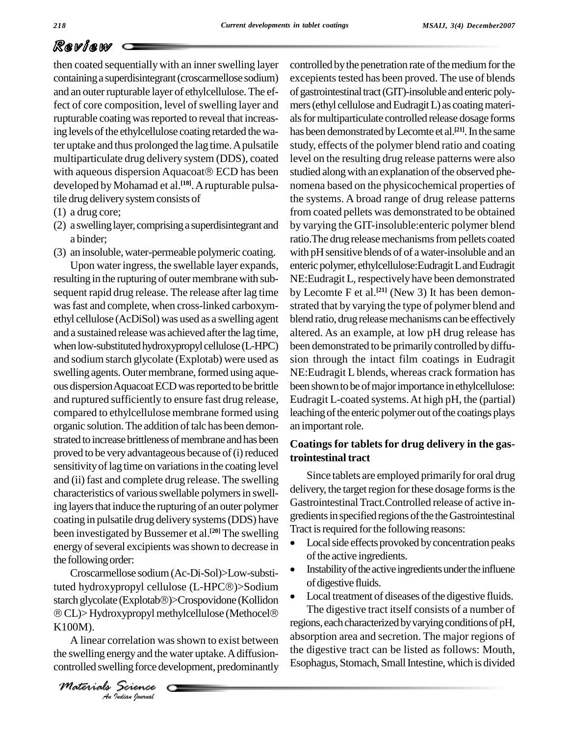then coated sequentially with an inner swelling layer containing a superdisintegrant (croscarmellose sodium) and an outer rupturable layer of ethylcellulose. The effect of core composition, level of swelling layer and rupturable coating was reported to reveal that increasing levels of the ethylcellulose coating retarded the water uptake and thus prolonged the lag time. A pulsatile multiparticulate drug delivery system (DDS), coated with aqueous dispersion Aquacoat® ECD has been developed by Mohamad et al.[18]. A rupturable pulsatile drug delivery system consists of

(1) a drug core;
(2) a swelling layer, comprising a superdisintegrant and a binder;
(3) an insoluble, water-permeable polymeric coating.

Upon water ingress, the swellable layer expands, resulting in the rupturing of outer membrane with subsequent rapid drug release. The release after lag time was fast and complete, when cross-linked carboxymethyl cellulose (AcDiSol) was used as a swelling agent and a sustained release was achieved after the lag time, when low-substituted hydroxypropyl cellulose (L-HPC) and sodium starch glycolate (Explotab) were used as swelling agents. Outer membrane, formed using aqueous dispersion Aquacoat ECD was reported to be brittle and ruptured sufficiently to ensure fast drug release, compared to ethylcellulose membrane formed using organic solution. The addition of talc has been demonstrated to increase brittleness of membrane and has been proved to be very advantageous because of (i) reduced sensitivity of lag time on variations in the coating level and (ii) fast and complete drug release. The swelling characteristics of various swellable polymers in swelling layers that induce the rupturing of an outer polymer coating in pulsatile drug delivery systems (DDS) have been investigated by Bussemer et al.[20] The swelling energy of several excipients was shown to decrease in the following order:

Croscarmellose sodium (Ac-Di-Sol)>Low-substituted hydroxypropyl cellulose (L-HPC®)>Sodium starch glycolate (Explotab®)>Crospovidone (Kollidon ® CL)> Hydroxypropyl methylcellulose (Methocel® K100M).

A linear correlation was shown to exist between the swelling energy and the water uptake. A diffusion-controlled swelling force development, predominantly controlled by the penetration rate of the medium for the excepients tested has been proved. The use of blends of gastrointestinal tract (GIT)-insoluble and enteric polymers (ethyl cellulose and Eudragit L) as coating materials for multiparticulate controlled release dosage forms has been demonstrated by Lecomte et al.[21]. In the same study, effects of the polymer blend ratio and coating level on the resulting drug release patterns were also studied along with an explanation of the observed phenomena based on the physicochemical properties of the systems. A broad range of drug release patterns from coated pellets was demonstrated to be obtained by varying the GIT-insoluble:enteric polymer blend ratio.The drug release mechanisms from pellets coated with pH sensitive blends of of a water-insoluble and an enteric polymer, ethylcellulose:Eudragit L and Eudragit NE:Eudragit L, respectively have been demonstrated by Lecomte F et al.[21] (New 3) It has been demonstrated that by varying the type of polymer blend and blend ratio, drug release mechanisms can be effectively altered. As an example, at low pH drug release has been demonstrated to be primarily controlled by diffusion through the intact film coatings in Eudragit NE:Eudragit L blends, whereas crack formation has been shown to be of major importance in ethylcellulose: Eudragit L-coated systems. At high pH, the (partial) leaching of the enteric polymer out of the coatings plays an important role.

## Coatings for tablets for drug delivery in the gastrointestinal tract

Since tablets are employed primarily for oral drug delivery, the target region for these dosage forms is the Gastrointestinal Tract.Controlled release of active ingredients in specified regions of the the Gastrointestinal Tract is required for the following reasons:

- Local side effects provoked by concentration peaks of the active ingredients.
- Instability of the active ingredients under the influene of digestive fluids.
- Local treatment of diseases of the digestive fluids.

The digestive tract itself consists of a number of regions, each characterized by varying conditions of pH, absorption area and secretion. The major regions of the digestive tract can be listed as follows: Mouth, Esophagus, Stomach, Small Intestine, which is divided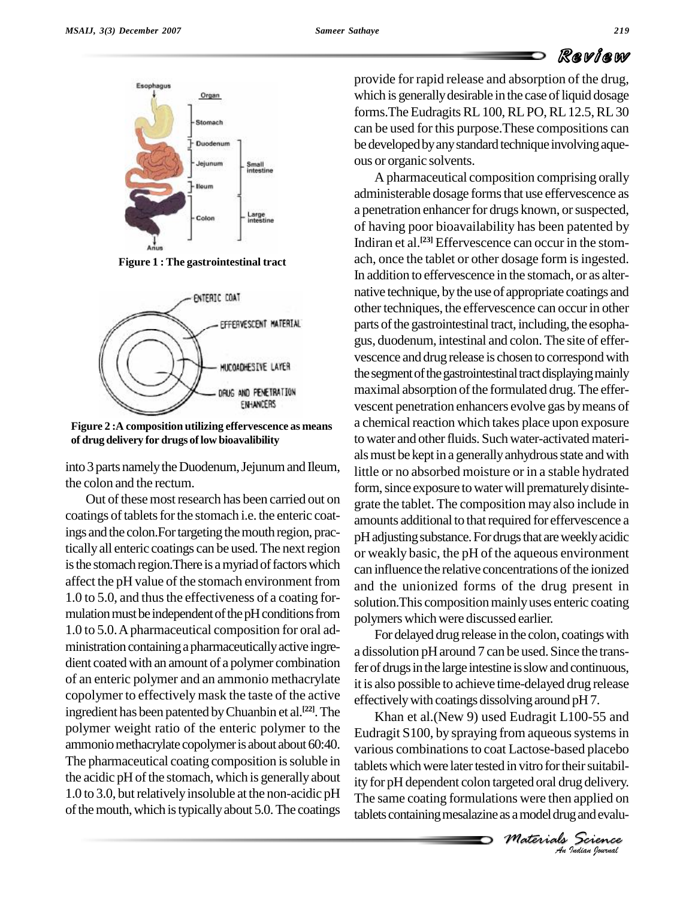Figure 1 : The gastrointestinal tract

Figure 2 :A composition utilizing effervescence as means of drug delivery for drugs of low bioavalibility

into 3 parts namely the Duodenum, Jejunum and Ileum, the colon and the rectum.

Out of these most research has been carried out on coatings of tablets for the stomach i.e. the enteric coatings and the colon.For targeting the mouth region, practically all enteric coatings can be used. The next region is the stomach region.There is a myriad of factors which affect the pH value of the stomach environment from 1.0 to 5.0, and thus the effectiveness of a coating formulation must be independent of the pH conditions from 1.0 to 5.0. A pharmaceutical composition for oral administration containing a pharmaceutically active ingredient coated with an amount of a polymer combination of an enteric polymer and an ammonio methacrylate copolymer to effectively mask the taste of the active ingredient has been patented by Chuanbin et al.[22]. The polymer weight ratio of the enteric polymer to the ammonio methacrylate copolymer is about about 60:40. The pharmaceutical coating composition is soluble in the acidic pH of the stomach, which is generally about 1.0 to 3.0, but relatively insoluble at the non-acidic pH of the mouth, which is typically about 5.0. The coatings provide for rapid release and absorption of the drug, which is generally desirable in the case of liquid dosage forms.The Eudragits RL 100, RL PO, RL 12.5, RL 30 can be used for this purpose.These compositions can be developed by any standard technique involving aqueous or organic solvents.

A pharmaceutical composition comprising orally administerable dosage forms that use effervescence as a penetration enhancer for drugs known, or suspected, of having poor bioavailability has been patented by Indiran et al.[23] Effervescence can occur in the stomach, once the tablet or other dosage form is ingested. In addition to effervescence in the stomach, or as alternative technique, by the use of appropriate coatings and other techniques, the effervescence can occur in other parts of the gastrointestinal tract, including, the esophagus, duodenum, intestinal and colon. The site of effervescence and drug release is chosen to correspond with the segment of the gastrointestinal tract displaying mainly maximal absorption of the formulated drug. The effervescent penetration enhancers evolve gas by means of a chemical reaction which takes place upon exposure to water and other fluids. Such water-activated materials must be kept in a generally anhydrous state and with little or no absorbed moisture or in a stable hydrated form, since exposure to water will prematurely disintegrate the tablet. The composition may also include in amounts additional to that required for effervescence a pH adjusting substance. For drugs that are weekly acidic or weakly basic, the pH of the aqueous environment can influence the relative concentrations of the ionized and the unionized forms of the drug present in solution.This composition mainly uses enteric coating polymers which were discussed earlier.

For delayed drug release in the colon, coatings with a dissolution pH around 7 can be used. Since the transfer of drugs in the large intestine is slow and continuous, it is also possible to achieve time-delayed drug release effectively with coatings dissolving around pH 7.

Khan et al.(New 9) used Eudragit L100-55 and Eudragit S100, by spraying from aqueous systems in various combinations to coat Lactose-based placebo tablets which were later tested in vitro for their suitability for pH dependent colon targeted oral drug delivery. The same coating formulations were then applied on tablets containing mesalazine as a model drug and evalu-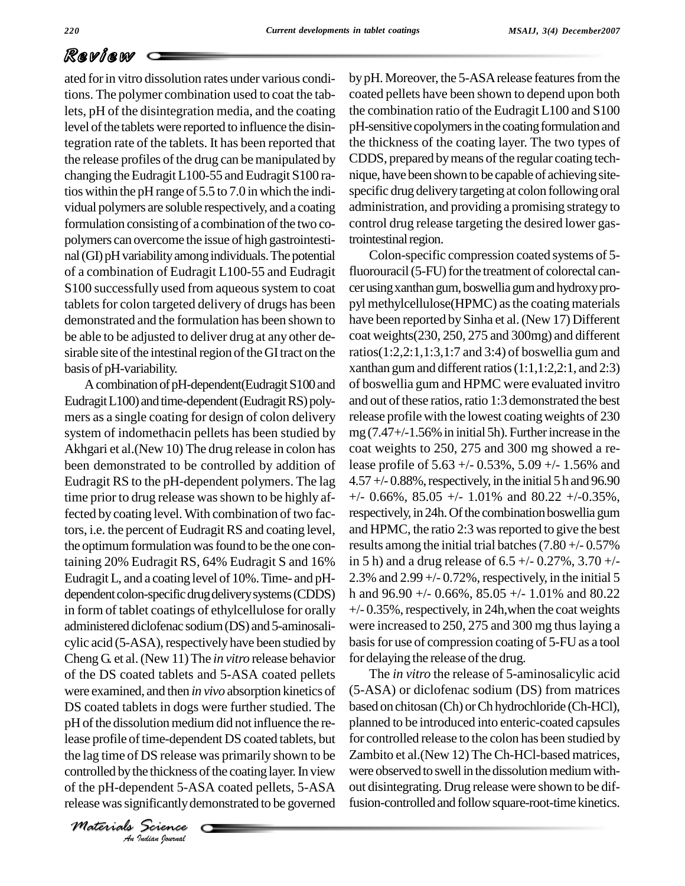ated for in vitro dissolution rates under various conditions. The polymer combination used to coat the tablets, pH of the disintegration media, and the coating level of the tablets were reported to influence the disintegration rate of the tablets. It has been reported that the release profiles of the drug can be manipulated by changing the Eudragit L100-55 and Eudragit S100 ratios within the pH range of 5.5 to 7.0 in which the individual polymers are soluble respectively, and a coating formulation consisting of a combination of the two copolymers can overcome the issue of high gastrointestinal (GI) pH variability among individuals. The potential of a combination of Eudragit L100-55 and Eudragit S100 successfully used from aqueous system to coat tablets for colon targeted delivery of drugs has been demonstrated and the formulation has been shown to be able to be adjusted to deliver drug at any other desirable site of the intestinal region of the GI tract on the basis of pH-variability.

A combination of pH-dependent(Eudragit S100 and Eudragit L100) and time-dependent (Eudragit RS) polymers as a single coating for design of colon delivery system of indomethacin pellets has been studied by Akhgari et al.(New 10) The drug release in colon has been demonstrated to be controlled by addition of Eudragit RS to the pH-dependent polymers. The lag time prior to drug release was shown to be highly affected by coating level. With combination of two factors, i.e. the percent of Eudragit RS and coating level, the optimum formulation was found to be the one containing 20% Eudragit RS, 64% Eudragit S and 16% Eudragit L, and a coating level of 10%. Time- and pH-dependent colon-specific drug delivery systems (CDDS) in form of tablet coatings of ethylcellulose for orally administered diclofenac sodium (DS) and 5-aminosalicylic acid (5-ASA), respectively have been studied by Cheng G. et al. (New 11) The *in vitro* release behavior of the DS coated tablets and 5-ASA coated pellets were examined, and then *in vivo* absorption kinetics of DS coated tablets in dogs were further studied. The pH of the dissolution medium did not influence the release profile of time-dependent DS coated tablets, but the lag time of DS release was primarily shown to be controlled by the thickness of the coating layer. In view of the pH-dependent 5-ASA coated pellets, 5-ASA release was significantly demonstrated to be governed by pH. Moreover, the 5-ASA release features from the coated pellets have been shown to depend upon both the combination ratio of the Eudragit L100 and S100 pH-sensitive copolymers in the coating formulation and the thickness of the coating layer. The two types of CDDS, prepared by means of the regular coating technique, have been shown to be capable of achieving site-specific drug delivery targeting at colon following oral administration, and providing a promising strategy to control drug release targeting the desired lower gastrointestinal region.

Colon-specific compression coated systems of 5-fluorouracil (5-FU) for the treatment of colorectal cancer using xanthan gum, boswellia gum and hydroxy propyl methylcellulose(HPMC) as the coating materials have been reported by Sinha et al. (New 17) Different coat weights(230, 250, 275 and 300mg) and different ratios(1:2,2:1,1:3,1:7 and 3:4) of boswellia gum and xanthan gum and different ratios (1:1,1:2,2:1, and 2:3) of boswellia gum and HPMC were evaluated invitro and out of these ratios, ratio 1:3 demonstrated the best release profile with the lowest coating weights of 230 mg (7.47+/-1.56% in initial 5h). Further increase in the coat weights to 250, 275 and 300 mg showed a release profile of 5.63 +/- 0.53%, 5.09 +/- 1.56% and 4.57 +/- 0.88%, respectively, in the initial 5 h and 96.90 +/- 0.66%, 85.05 +/- 1.01% and 80.22 +/-0.35%, respectively, in 24h. Of the combination boswellia gum and HPMC, the ratio 2:3 was reported to give the best results among the initial trial batches (7.80 +/- 0.57% in 5 h) and a drug release of 6.5 +/- 0.27%, 3.70 +/- 2.3% and 2.99 +/- 0.72%, respectively, in the initial 5 h and 96.90 +/- 0.66%, 85.05 +/- 1.01% and 80.22 +/- 0.35%, respectively, in 24h,when the coat weights were increased to 250, 275 and 300 mg thus laying a basis for use of compression coating of 5-FU as a tool for delaying the release of the drug.

The *in vitro* the release of 5-aminosalicylic acid (5-ASA) or diclofenac sodium (DS) from matrices based on chitosan (Ch) or Ch hydrochloride (Ch-HCl), planned to be introduced into enteric-coated capsules for controlled release to the colon has been studied by Zambito et al.(New 12) The Ch-HCl-based matrices, were observed to swell in the dissolution medium without disintegrating. Drug release were shown to be diffusion-controlled and follow square-root-time kinetics.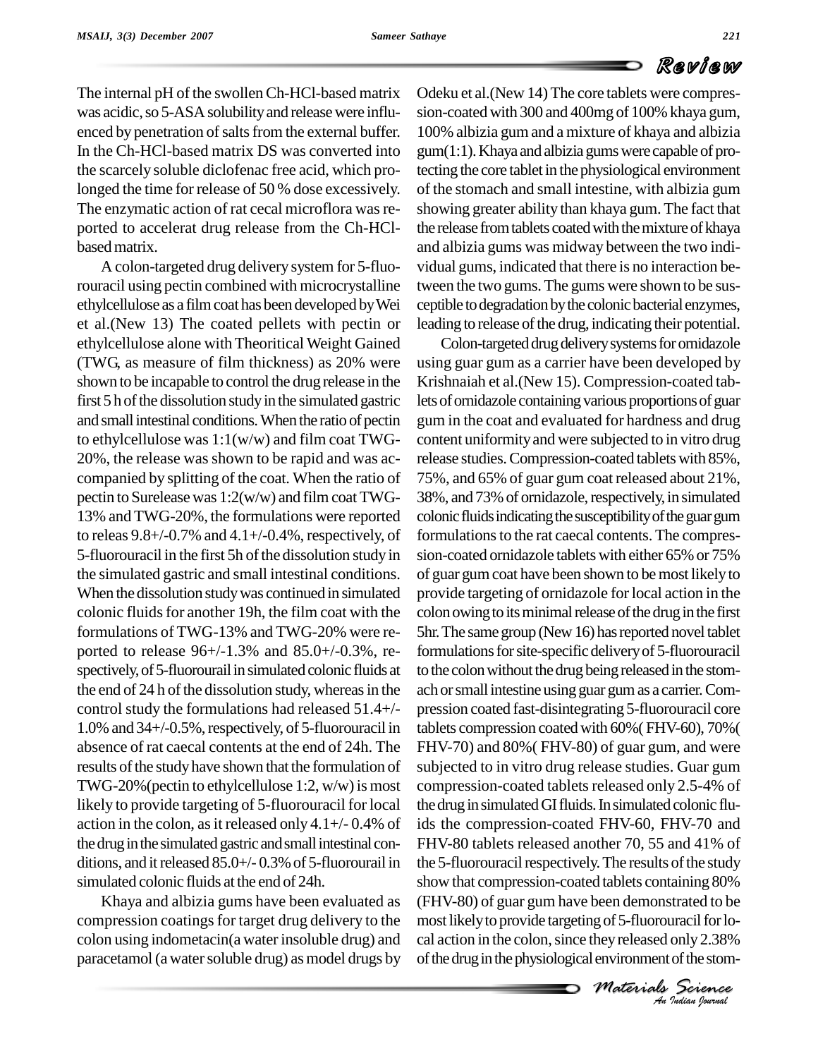The internal pH of the swollen Ch-HCl-based matrix was acidic, so 5-ASA solubility and release were influenced by penetration of salts from the external buffer. In the Ch-HCl-based matrix DS was converted into the scarcely soluble diclofenac free acid, which prolonged the time for release of 50 % dose excessively. The enzymatic action of rat cecal microflora was reported to accelerat drug release from the Ch-HCl-based matrix.

A colon-targeted drug delivery system for 5-fluorouracil using pectin combined with microcrystalline ethylcellulose as a film coat has been developed by Wei et al.(New 13) The coated pellets with pectin or ethylcellulose alone with Theoritical Weight Gained (TWG, as measure of film thickness) as 20% were shown to be incapable to control the drug release in the first 5 h of the dissolution study in the simulated gastric and small intestinal conditions. When the ratio of pectin to ethylcellulose was 1:1(w/w) and film coat TWG-20%, the release was shown to be rapid and was accompanied by splitting of the coat. When the ratio of pectin to Surelease was 1:2(w/w) and film coat TWG-13% and TWG-20%, the formulations were reported to releas 9.8+/-0.7% and 4.1+/-0.4%, respectively, of 5-fluorouracil in the first 5h of the dissolution study in the simulated gastric and small intestinal conditions. When the dissolution study was continued in simulated colonic fluids for another 19h, the film coat with the formulations of TWG-13% and TWG-20% were reported to release 96+/-1.3% and 85.0+/-0.3%, respectively, of 5-fluorourail in simulated colonic fluids at the end of 24 h of the dissolution study, whereas in the control study the formulations had released 51.4+/-1.0% and 34+/-0.5%, respectively, of 5-fluorouracil in absence of rat caecal contents at the end of 24h. The results of the study have shown that the formulation of TWG-20%(pectin to ethylcellulose 1:2, w/w) is most likely to provide targeting of 5-fluorouracil for local action in the colon, as it released only 4.1+/- 0.4% of the drug in the simulated gastric and small intestinal conditions, and it released 85.0+/- 0.3% of 5-fluorourail in simulated colonic fluids at the end of 24h.

Khaya and albizia gums have been evaluated as compression coatings for target drug delivery to the colon using indometacin(a water insoluble drug) and paracetamol (a water soluble drug) as model drugs by Odeku et al.(New 14) The core tablets were compression-coated with 300 and 400mg of 100% khaya gum, 100% albizia gum and a mixture of khaya and albizia gum(1:1). Khaya and albizia gums were capable of protecting the core tablet in the physiological environment of the stomach and small intestine, with albizia gum showing greater ability than khaya gum. The fact that the release from tablets coated with the mixture of khaya and albizia gums was midway between the two individual gums, indicated that there is no interaction between the two gums. The gums were shown to be susceptible to degradation by the colonic bacterial enzymes, leading to release of the drug, indicating their potential.

Colon-targeted drug delivery systems for ornidazole using guar gum as a carrier have been developed by Krishnaiah et al.(New 15). Compression-coated tablets of ornidazole containing various proportions of guar gum in the coat and evaluated for hardness and drug content uniformity and were subjected to in vitro drug release studies. Compression-coated tablets with 85%, 75%, and 65% of guar gum coat released about 21%, 38%, and 73% of ornidazole, respectively, in simulated colonic fluids indicating the susceptibility of the guar gum formulations to the rat caecal contents. The compression-coated ornidazole tablets with either 65% or 75% of guar gum coat have been shown to be most likely to provide targeting of ornidazole for local action in the colon owing to its minimal release of the drug in the first 5hr. The same group (New 16) has reported novel tablet formulations for site-specific delivery of 5-fluorouracil to the colon without the drug being released in the stomach or small intestine using guar gum as a carrier. Compression coated fast-disintegrating 5-fluorouracil core tablets compression coated with 60%( FHV-60), 70%( FHV-70) and 80%( FHV-80) of guar gum, and were subjected to in vitro drug release studies. Guar gum compression-coated tablets released only 2.5-4% of the drug in simulated GI fluids. In simulated colonic fluids the compression-coated FHV-60, FHV-70 and FHV-80 tablets released another 70, 55 and 41% of the 5-fluorouracil respectively. The results of the study show that compression-coated tablets containing 80% (FHV-80) of guar gum have been demonstrated to be most likely to provide targeting of 5-fluorouracil for local action in the colon, since they released only 2.38% of the drug in the physiological environment of the stom-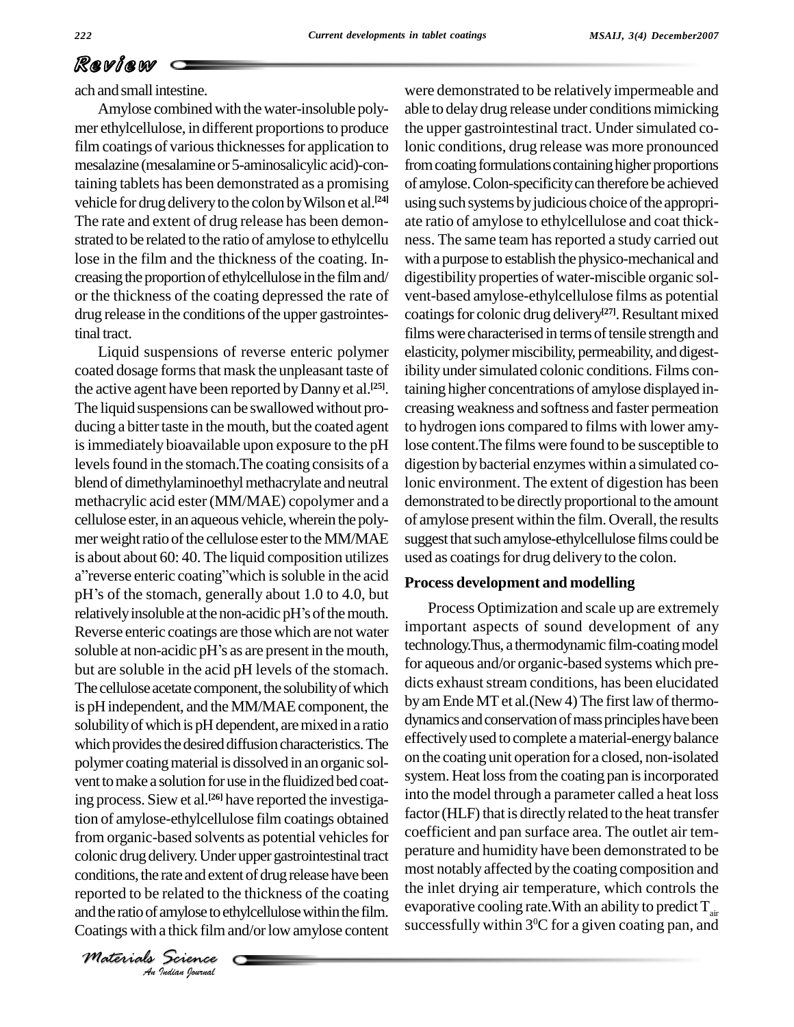ach and small intestine.

Amylose combined with the water-insoluble polymer ethylcellulose, in different proportions to produce film coatings of various thicknesses for application to mesalazine (mesalamine or 5-aminosalicylic acid)-containing tablets has been demonstrated as a promising vehicle for drug delivery to the colon by Wilson et al.[24] The rate and extent of drug release has been demonstrated to be related to the ratio of amylose to ethylcellu lose in the film and the thickness of the coating. Increasing the proportion of ethylcellulose in the film and/ or the thickness of the coating depressed the rate of drug release in the conditions of the upper gastrointestinal tract.

Liquid suspensions of reverse enteric polymer coated dosage forms that mask the unpleasant taste of the active agent have been reported by Danny et al.[25]. The liquid suspensions can be swallowed without producing a bitter taste in the mouth, but the coated agent is immediately bioavailable upon exposure to the pH levels found in the stomach.The coating consisits of a blend of dimethylaminoethyl methacrylate and neutral methacrylic acid ester (MM/MAE) copolymer and a cellulose ester, in an aqueous vehicle, wherein the polymer weight ratio of the cellulose ester to the MM/MAE is about about 60: 40. The liquid composition utilizes a"reverse enteric coating"which is soluble in the acid pH's of the stomach, generally about 1.0 to 4.0, but relatively insoluble at the non-acidic pH's of the mouth. Reverse enteric coatings are those which are not water soluble at non-acidic pH's as are present in the mouth, but are soluble in the acid pH levels of the stomach. The cellulose acetate component, the solubility of which is pH independent, and the MM/MAE component, the solubility of which is pH dependent, are mixed in a ratio which provides the desired diffusion characteristics. The polymer coating material is dissolved in an organic solvent to make a solution for use in the fluidized bed coating process. Siew et al.[26] have reported the investigation of amylose-ethylcellulose film coatings obtained from organic-based solvents as potential vehicles for colonic drug delivery. Under upper gastrointestinal tract conditions, the rate and extent of drug release have been reported to be related to the thickness of the coating and the ratio of amylose to ethylcellulose within the film. Coatings with a thick film and/or low amylose content were demonstrated to be relatively impermeable and able to delay drug release under conditions mimicking the upper gastrointestinal tract. Under simulated colonic conditions, drug release was more pronounced from coating formulations containing higher proportions of amylose. Colon-specificity can therefore be achieved using such systems by judicious choice of the appropriate ratio of amylose to ethylcellulose and coat thickness. The same team has reported a study carried out with a purpose to establish the physico-mechanical and digestibility properties of water-miscible organic solvent-based amylose-ethylcellulose films as potential coatings for colonic drug delivery[27]. Resultant mixed films were characterised in terms of tensile strength and elasticity, polymer miscibility, permeability, and digestibility under simulated colonic conditions. Films containing higher concentrations of amylose displayed increasing weakness and softness and faster permeation to hydrogen ions compared to films with lower amylose content.The films were found to be susceptible to digestion by bacterial enzymes within a simulated colonic environment. The extent of digestion has been demonstrated to be directly proportional to the amount of amylose present within the film. Overall, the results suggest that such amylose-ethylcellulose films could be used as coatings for drug delivery to the colon.

### Process development and modelling

Process Optimization and scale up are extremely important aspects of sound development of any technology.Thus, a thermodynamic film-coating model for aqueous and/or organic-based systems which predicts exhaust stream conditions, has been elucidated by am Ende MT et al.(New 4) The first law of thermodynamics and conservation of mass principles have been effectively used to complete a material-energy balance on the coating unit operation for a closed, non-isolated system. Heat loss from the coating pan is incorporated into the model through a parameter called a heat loss factor (HLF) that is directly related to the heat transfer coefficient and pan surface area. The outlet air temperature and humidity have been demonstrated to be most notably affected by the coating composition and the inlet drying air temperature, which controls the evaporative cooling rate.With an ability to predict $T_{air}$ successfully within $3^0$C for a given coating pan, and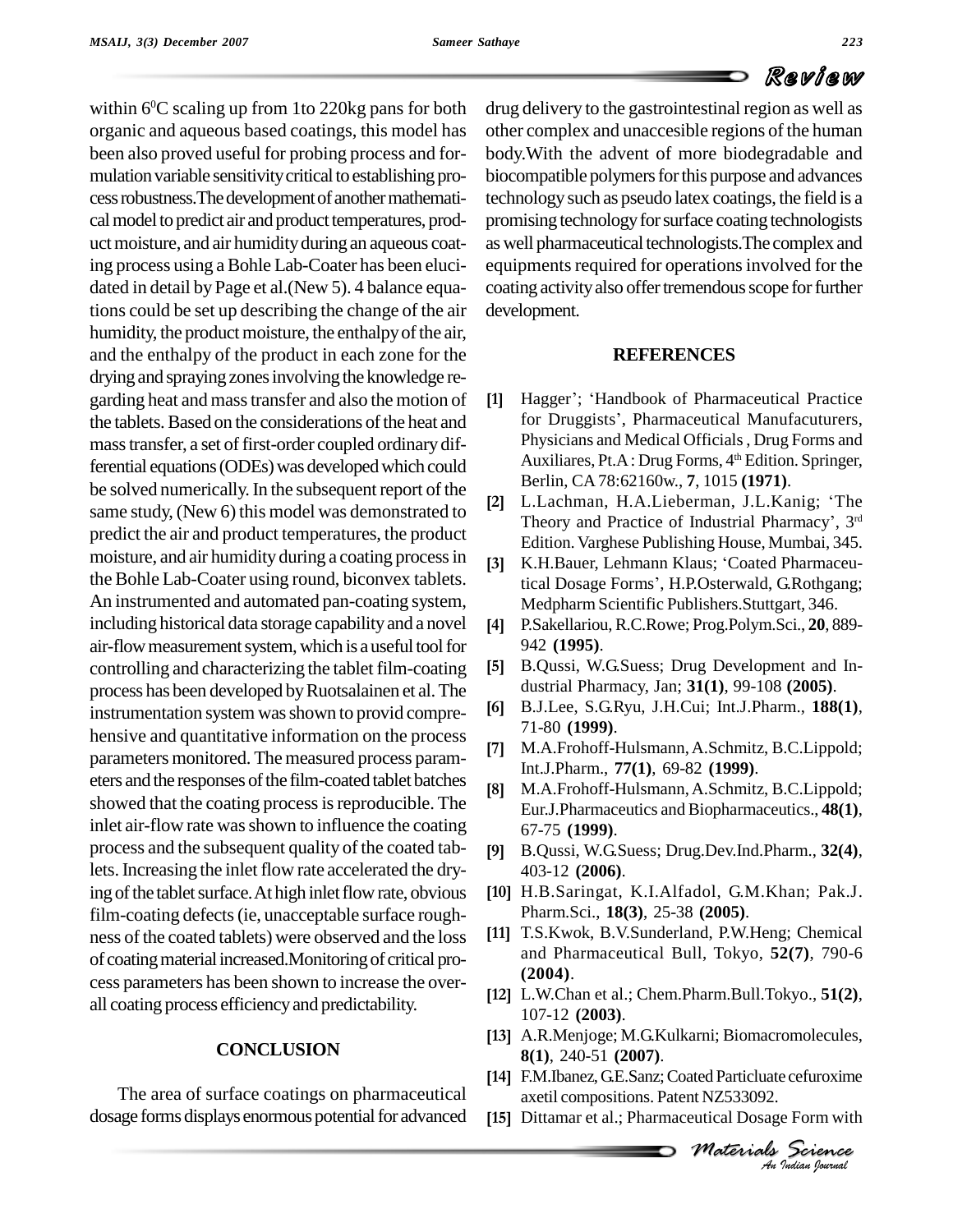within $6^0$C scaling up from 1to 220kg pans for both organic and aqueous based coatings, this model has been also proved useful for probing process and formulation variable sensitivity critical to establishing process robustness.The development of another mathematical model to predict air and product temperatures, product moisture, and air humidity during an aqueous coating process using a Bohle Lab-Coater has been elucidated in detail by Page et al.(New 5). 4 balance equations could be set up describing the change of the air humidity, the product moisture, the enthalpy of the air, and the enthalpy of the product in each zone for the drying and spraying zones involving the knowledge regarding heat and mass transfer and also the motion of the tablets. Based on the considerations of the heat and mass transfer, a set of first-order coupled ordinary differential equations (ODEs) was developed which could be solved numerically. In the subsequent report of the same study, (New 6) this model was demonstrated to predict the air and product temperatures, the product moisture, and air humidity during a coating process in the Bohle Lab-Coater using round, biconvex tablets. An instrumented and automated pan-coating system, including historical data storage capability and a novel air-flow measurement system, which is a useful tool for controlling and characterizing the tablet film-coating process has been developed by Ruotsalainen et al. The instrumentation system was shown to provid comprehensive and quantitative information on the process parameters monitored. The measured process parameters and the responses of the film-coated tablet batches showed that the coating process is reproducible. The inlet air-flow rate was shown to influence the coating process and the subsequent quality of the coated tablets. Increasing the inlet flow rate accelerated the drying of the tablet surface. At high inlet flow rate, obvious film-coating defects (ie, unacceptable surface roughness of the coated tablets) were observed and the loss of coating material increased.Monitoring of critical process parameters has been shown to increase the overall coating process efficiency and predictability.

## CONCLUSION

The area of surface coatings on pharmaceutical dosage forms displays enormous potential for advanced drug delivery to the gastrointestinal region as well as other complex and unaccesible regions of the human body.With the advent of more biodegradable and biocompatible polymers for this purpose and advances technology such as pseudo latex coatings, the field is a promising technology for surface coating technologists as well pharmaceutical technologists.The complex and equipments required for operations involved for the coating activity also offer tremendous scope for further development.

## REFERENCES

**[1]** Hagger'; 'Handbook of Pharmaceutical Practice for Druggists', Pharmaceutical Manufacuturers, Physicians and Medical Officials , Drug Forms and Auxiliares, Pt.A : Drug Forms, 4th Edition. Springer, Berlin, CA 78:62160w., **7**, 1015 **(1971)**.

**[2]** L.Lachman, H.A.Lieberman, J.L.Kanig; 'The Theory and Practice of Industrial Pharmacy', 3rd Edition. Varghese Publishing House, Mumbai, 345.

**[3]** K.H.Bauer, Lehmann Klaus; 'Coated Pharmaceutical Dosage Forms', H.P.Osterwald, G.Rothgang; Medpharm Scientific Publishers.Stuttgart, 346.

**[4]** P.Sakellariou, R.C.Rowe; Prog.Polym.Sci., **20**, 889-942 **(1995)**.

**[5]** B.Qussi, W.G.Suess; Drug Development and Industrial Pharmacy, Jan; **31(1)**, 99-108 **(2005)**.

**[6]** B.J.Lee, S.G.Ryu, J.H.Cui; Int.J.Pharm., **188(1)**, 71-80 **(1999)**.

**[7]** M.A.Frohoff-Hulsmann, A.Schmitz, B.C.Lippold; Int.J.Pharm., **77(1)**, 69-82 **(1999)**.

**[8]** M.A.Frohoff-Hulsmann, A.Schmitz, B.C.Lippold; Eur.J.Pharmaceutics and Biopharmaceutics., **48(1)**, 67-75 **(1999)**.

**[9]** B.Qussi, W.G.Suess; Drug.Dev.Ind.Pharm., **32(4)**, 403-12 **(2006)**.

**[10]** H.B.Saringat, K.I.Alfadol, G.M.Khan; Pak.J. Pharm.Sci., **18(3)**, 25-38 **(2005)**.

**[11]** T.S.Kwok, B.V.Sunderland, P.W.Heng; Chemical and Pharmaceutical Bull, Tokyo, **52(7)**, 790-6 **(2004)**.

**[12]** L.W.Chan et al.; Chem.Pharm.Bull.Tokyo., **51(2)**, 107-12 **(2003)**.

**[13]** A.R.Menjoge; M.G.Kulkarni; Biomacromolecules, **8(1)**, 240-51 **(2007)**.

**[14]** F.M.Ibanez, G.E.Sanz; Coated Particluate cefuroxime axetil compositions. Patent NZ533092.

**[15]** Dittamar et al.; Pharmaceutical Dosage Form with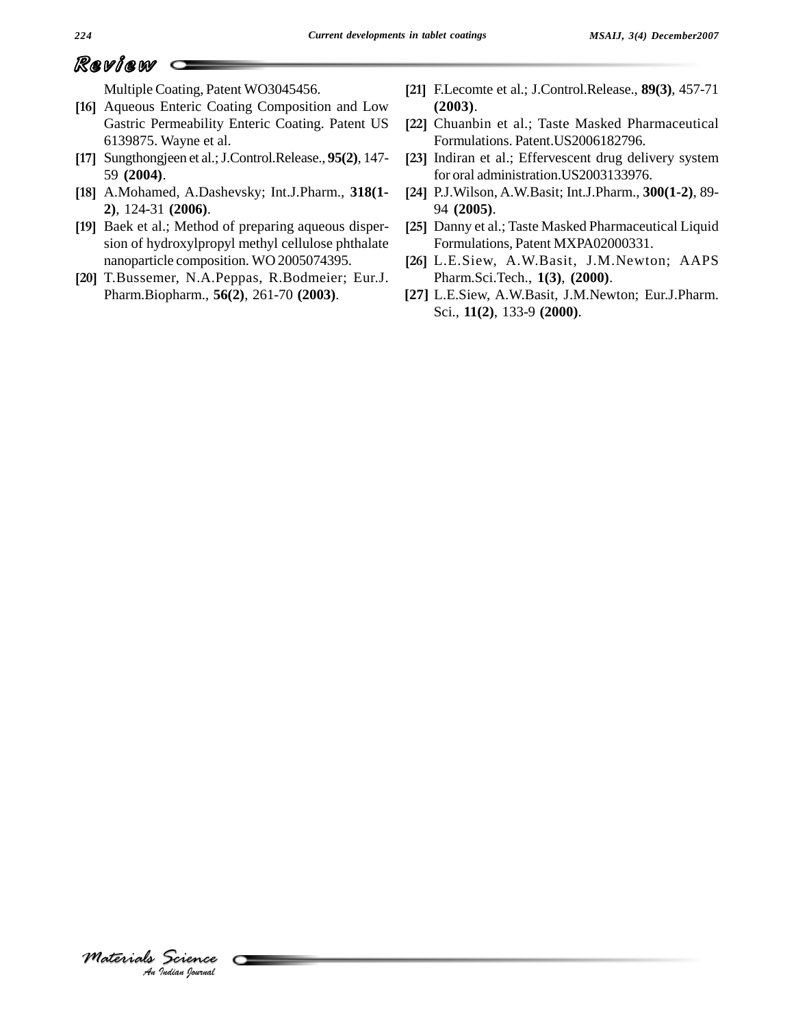Multiple Coating, Patent WO3045456.

[16] Aqueous Enteric Coating Composition and Low Gastric Permeability Enteric Coating. Patent US 6139875. Wayne et al.

[17] Sungthongjeen et al.; J.Control.Release., **95(2)**, 147-59 **(2004)**.

[18] A.Mohamed, A.Dashevsky; Int.J.Pharm., **318(1-2)**, 124-31 **(2006)**.

[19] Baek et al.; Method of preparing aqueous dispersion of hydroxylpropyl methyl cellulose phthalate nanoparticle composition. WO 2005074395.

[20] T.Bussemer, N.A.Peppas, R.Bodmeier; Eur.J. Pharm.Biopharm., **56(2)**, 261-70 **(2003)**.

[21] F.Lecomte et al.; J.Control.Release., **89(3)**, 457-71 **(2003)**.

[22] Chuanbin et al.; Taste Masked Pharmaceutical Formulations. Patent.US2006182796.

[23] Indiran et al.; Effervescent drug delivery system for oral administration.US2003133976.

[24] P.J.Wilson, A.W.Basit; Int.J.Pharm., **300(1-2)**, 89-94 **(2005)**.

[25] Danny et al.; Taste Masked Pharmaceutical Liquid Formulations, Patent MXPA02000331.

[26] L.E.Siew, A.W.Basit, J.M.Newton; AAPS Pharm.Sci.Tech., **1(3)**, **(2000)**.

[27] L.E.Siew, A.W.Basit, J.M.Newton; Eur.J.Pharm. Sci., **11(2)**, 133-9 **(2000)**.